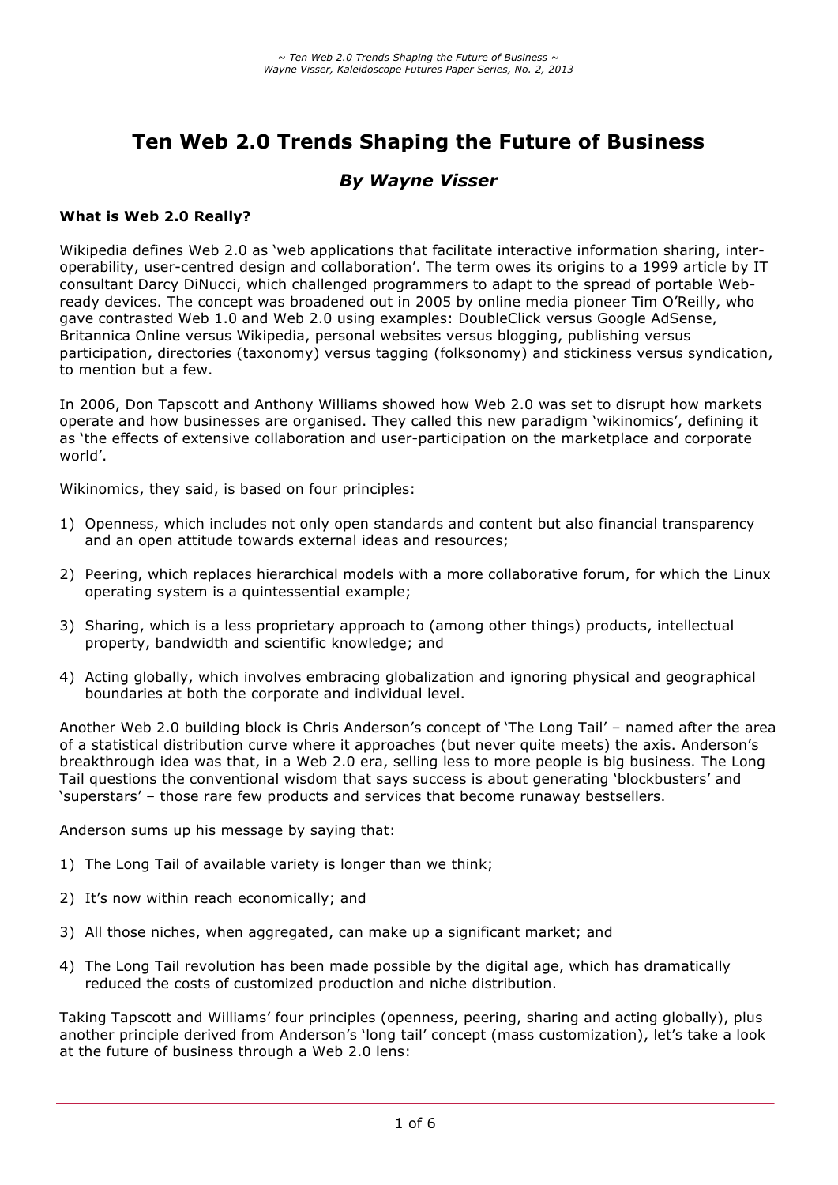# Ten Web 2.0 Trends Shaping the Future of Business

## *By Wayne Visser*

**What is Web 2.0 Really?**

Wikipedia defines Web 2.0 as 'web applications that facilitate interactive information sharing, inter-operability, user-centred design and collaboration'. The term owes its origins to a 1999 article by IT consultant Darcy DiNucci, which challenged programmers to adapt to the spread of portable Web-ready devices. The concept was broadened out in 2005 by online media pioneer Tim O'Reilly, who gave contrasted Web 1.0 and Web 2.0 using examples: DoubleClick versus Google AdSense, Britannica Online versus Wikipedia, personal websites versus blogging, publishing versus participation, directories (taxonomy) versus tagging (folksonomy) and stickiness versus syndication, to mention but a few.

In 2006, Don Tapscott and Anthony Williams showed how Web 2.0 was set to disrupt how markets operate and how businesses are organised. They called this new paradigm 'wikinomics', defining it as 'the effects of extensive collaboration and user-participation on the marketplace and corporate world'.

Wikinomics, they said, is based on four principles:

1) Openness, which includes not only open standards and content but also financial transparency and an open attitude towards external ideas and resources;

2) Peering, which replaces hierarchical models with a more collaborative forum, for which the Linux operating system is a quintessential example;

3) Sharing, which is a less proprietary approach to (among other things) products, intellectual property, bandwidth and scientific knowledge; and

4) Acting globally, which involves embracing globalization and ignoring physical and geographical boundaries at both the corporate and individual level.

Another Web 2.0 building block is Chris Anderson's concept of 'The Long Tail' – named after the area of a statistical distribution curve where it approaches (but never quite meets) the axis. Anderson's breakthrough idea was that, in a Web 2.0 era, selling less to more people is big business. The Long Tail questions the conventional wisdom that says success is about generating 'blockbusters' and 'superstars' – those rare few products and services that become runaway bestsellers.

Anderson sums up his message by saying that:

1) The Long Tail of available variety is longer than we think;

2) It's now within reach economically; and

3) All those niches, when aggregated, can make up a significant market; and

4) The Long Tail revolution has been made possible by the digital age, which has dramatically reduced the costs of customized production and niche distribution.

Taking Tapscott and Williams' four principles (openness, peering, sharing and acting globally), plus another principle derived from Anderson's 'long tail' concept (mass customization), let's take a look at the future of business through a Web 2.0 lens: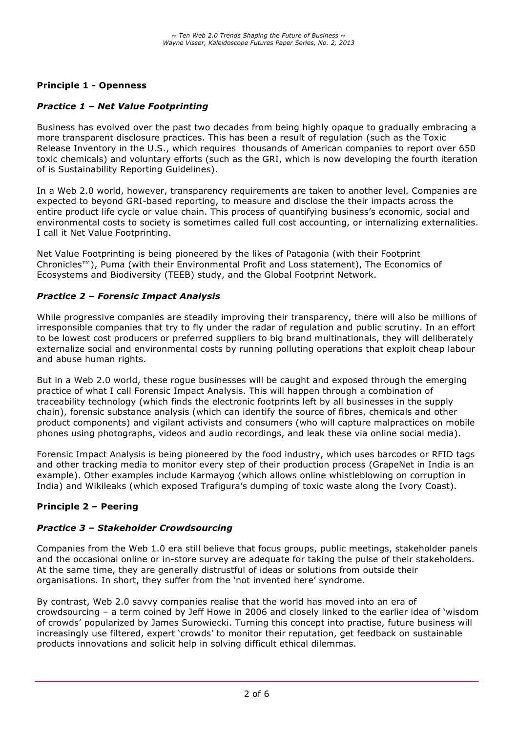**Principle 1 - Openness**

***Practice 1 – Net Value Footprinting***

Business has evolved over the past two decades from being highly opaque to gradually embracing a more transparent disclosure practices. This has been a result of regulation (such as the Toxic Release Inventory in the U.S., which requires thousands of American companies to report over 650 toxic chemicals) and voluntary efforts (such as the GRI, which is now developing the fourth iteration of is Sustainability Reporting Guidelines).

In a Web 2.0 world, however, transparency requirements are taken to another level. Companies are expected to beyond GRI-based reporting, to measure and disclose the their impacts across the entire product life cycle or value chain. This process of quantifying business's economic, social and environmental costs to society is sometimes called full cost accounting, or internalizing externalities. I call it Net Value Footprinting.

Net Value Footprinting is being pioneered by the likes of Patagonia (with their Footprint Chronicles™), Puma (with their Environmental Profit and Loss statement), The Economics of Ecosystems and Biodiversity (TEEB) study, and the Global Footprint Network.

***Practice 2 – Forensic Impact Analysis***

While progressive companies are steadily improving their transparency, there will also be millions of irresponsible companies that try to fly under the radar of regulation and public scrutiny. In an effort to be lowest cost producers or preferred suppliers to big brand multinationals, they will deliberately externalize social and environmental costs by running polluting operations that exploit cheap labour and abuse human rights.

But in a Web 2.0 world, these rogue businesses will be caught and exposed through the emerging practice of what I call Forensic Impact Analysis. This will happen through a combination of traceability technology (which finds the electronic footprints left by all businesses in the supply chain), forensic substance analysis (which can identify the source of fibres, chemicals and other product components) and vigilant activists and consumers (who will capture malpractices on mobile phones using photographs, videos and audio recordings, and leak these via online social media).

Forensic Impact Analysis is being pioneered by the food industry, which uses barcodes or RFID tags and other tracking media to monitor every step of their production process (GrapeNet in India is an example). Other examples include Karmayog (which allows online whistleblowing on corruption in India) and Wikileaks (which exposed Trafigura's dumping of toxic waste along the Ivory Coast).

**Principle 2 – Peering**

***Practice 3 – Stakeholder Crowdsourcing***

Companies from the Web 1.0 era still believe that focus groups, public meetings, stakeholder panels and the occasional online or in-store survey are adequate for taking the pulse of their stakeholders. At the same time, they are generally distrustful of ideas or solutions from outside their organisations. In short, they suffer from the 'not invented here' syndrome.

By contrast, Web 2.0 savvy companies realise that the world has moved into an era of crowdsourcing – a term coined by Jeff Howe in 2006 and closely linked to the earlier idea of 'wisdom of crowds' popularized by James Surowiecki. Turning this concept into practise, future business will increasingly use filtered, expert 'crowds' to monitor their reputation, get feedback on sustainable products innovations and solicit help in solving difficult ethical dilemmas.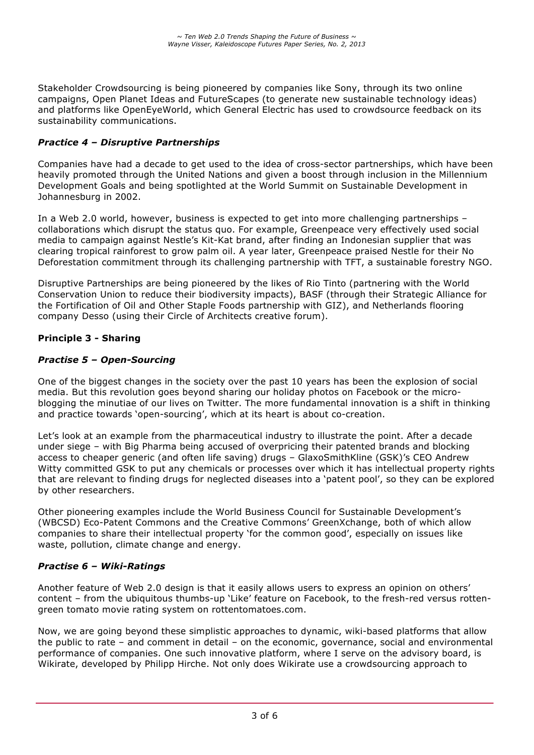Stakeholder Crowdsourcing is being pioneered by companies like Sony, through its two online campaigns, Open Planet Ideas and FutureScapes (to generate new sustainable technology ideas) and platforms like OpenEyeWorld, which General Electric has used to crowdsource feedback on its sustainability communications.

### *Practice 4 – Disruptive Partnerships*

Companies have had a decade to get used to the idea of cross-sector partnerships, which have been heavily promoted through the United Nations and given a boost through inclusion in the Millennium Development Goals and being spotlighted at the World Summit on Sustainable Development in Johannesburg in 2002.

In a Web 2.0 world, however, business is expected to get into more challenging partnerships – collaborations which disrupt the status quo. For example, Greenpeace very effectively used social media to campaign against Nestle's Kit-Kat brand, after finding an Indonesian supplier that was clearing tropical rainforest to grow palm oil. A year later, Greenpeace praised Nestle for their No Deforestation commitment through its challenging partnership with TFT, a sustainable forestry NGO.

Disruptive Partnerships are being pioneered by the likes of Rio Tinto (partnering with the World Conservation Union to reduce their biodiversity impacts), BASF (through their Strategic Alliance for the Fortification of Oil and Other Staple Foods partnership with GIZ), and Netherlands flooring company Desso (using their Circle of Architects creative forum).

## **Principle 3 - Sharing**

### *Practise 5 – Open-Sourcing*

One of the biggest changes in the society over the past 10 years has been the explosion of social media. But this revolution goes beyond sharing our holiday photos on Facebook or the micro-blogging the minutiae of our lives on Twitter. The more fundamental innovation is a shift in thinking and practice towards 'open-sourcing', which at its heart is about co-creation.

Let's look at an example from the pharmaceutical industry to illustrate the point. After a decade under siege – with Big Pharma being accused of overpricing their patented brands and blocking access to cheaper generic (and often life saving) drugs – GlaxoSmithKline (GSK)'s CEO Andrew Witty committed GSK to put any chemicals or processes over which it has intellectual property rights that are relevant to finding drugs for neglected diseases into a 'patent pool', so they can be explored by other researchers.

Other pioneering examples include the World Business Council for Sustainable Development's (WBCSD) Eco-Patent Commons and the Creative Commons' GreenXchange, both of which allow companies to share their intellectual property 'for the common good', especially on issues like waste, pollution, climate change and energy.

### *Practise 6 – Wiki-Ratings*

Another feature of Web 2.0 design is that it easily allows users to express an opinion on others' content – from the ubiquitous thumbs-up 'Like' feature on Facebook, to the fresh-red versus rotten-green tomato movie rating system on rottentomatoes.com.

Now, we are going beyond these simplistic approaches to dynamic, wiki-based platforms that allow the public to rate – and comment in detail – on the economic, governance, social and environmental performance of companies. One such innovative platform, where I serve on the advisory board, is Wikirate, developed by Philipp Hirche. Not only does Wikirate use a crowdsourcing approach to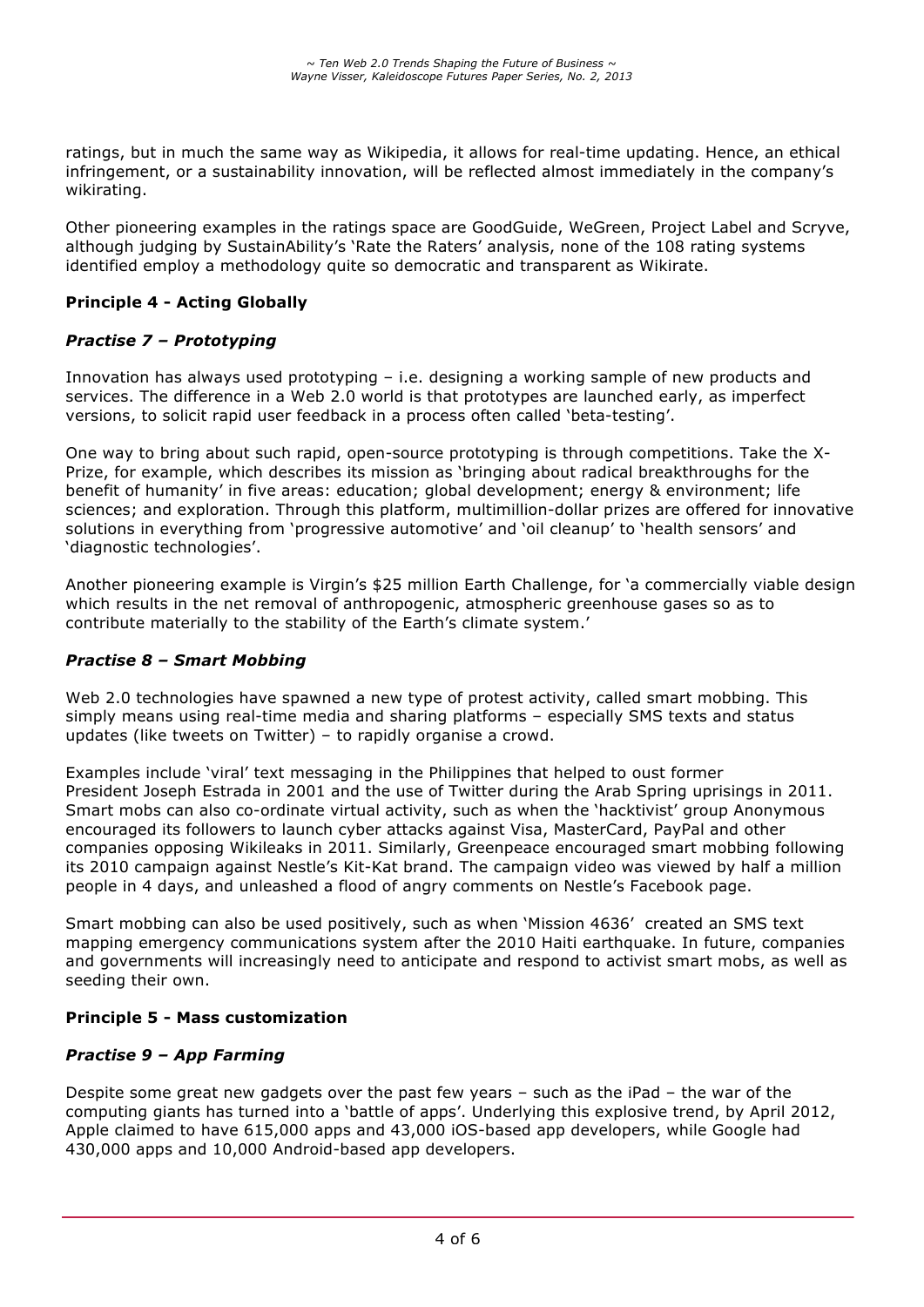ratings, but in much the same way as Wikipedia, it allows for real-time updating. Hence, an ethical infringement, or a sustainability innovation, will be reflected almost immediately in the company's wikirating.

Other pioneering examples in the ratings space are GoodGuide, WeGreen, Project Label and Scryve, although judging by SustainAbility's 'Rate the Raters' analysis, none of the 108 rating systems identified employ a methodology quite so democratic and transparent as Wikirate.

**Principle 4 - Acting Globally**

***Practise 7 – Prototyping***

Innovation has always used prototyping – i.e. designing a working sample of new products and services. The difference in a Web 2.0 world is that prototypes are launched early, as imperfect versions, to solicit rapid user feedback in a process often called 'beta-testing'.

One way to bring about such rapid, open-source prototyping is through competitions. Take the X-Prize, for example, which describes its mission as 'bringing about radical breakthroughs for the benefit of humanity' in five areas: education; global development; energy & environment; life sciences; and exploration. Through this platform, multimillion-dollar prizes are offered for innovative solutions in everything from 'progressive automotive' and 'oil cleanup' to 'health sensors' and 'diagnostic technologies'.

Another pioneering example is Virgin's $25 million Earth Challenge, for 'a commercially viable design which results in the net removal of anthropogenic, atmospheric greenhouse gases so as to contribute materially to the stability of the Earth's climate system.'

***Practise 8 – Smart Mobbing***

Web 2.0 technologies have spawned a new type of protest activity, called smart mobbing. This simply means using real-time media and sharing platforms – especially SMS texts and status updates (like tweets on Twitter) – to rapidly organise a crowd.

Examples include 'viral' text messaging in the Philippines that helped to oust former President Joseph Estrada in 2001 and the use of Twitter during the Arab Spring uprisings in 2011. Smart mobs can also co-ordinate virtual activity, such as when the 'hacktivist' group Anonymous encouraged its followers to launch cyber attacks against Visa, MasterCard, PayPal and other companies opposing Wikileaks in 2011. Similarly, Greenpeace encouraged smart mobbing following its 2010 campaign against Nestle's Kit-Kat brand. The campaign video was viewed by half a million people in 4 days, and unleashed a flood of angry comments on Nestle's Facebook page.

Smart mobbing can also be used positively, such as when 'Mission 4636' created an SMS text mapping emergency communications system after the 2010 Haiti earthquake. In future, companies and governments will increasingly need to anticipate and respond to activist smart mobs, as well as seeding their own.

**Principle 5 - Mass customization**

***Practise 9 – App Farming***

Despite some great new gadgets over the past few years – such as the iPad – the war of the computing giants has turned into a 'battle of apps'. Underlying this explosive trend, by April 2012, Apple claimed to have 615,000 apps and 43,000 iOS-based app developers, while Google had 430,000 apps and 10,000 Android-based app developers.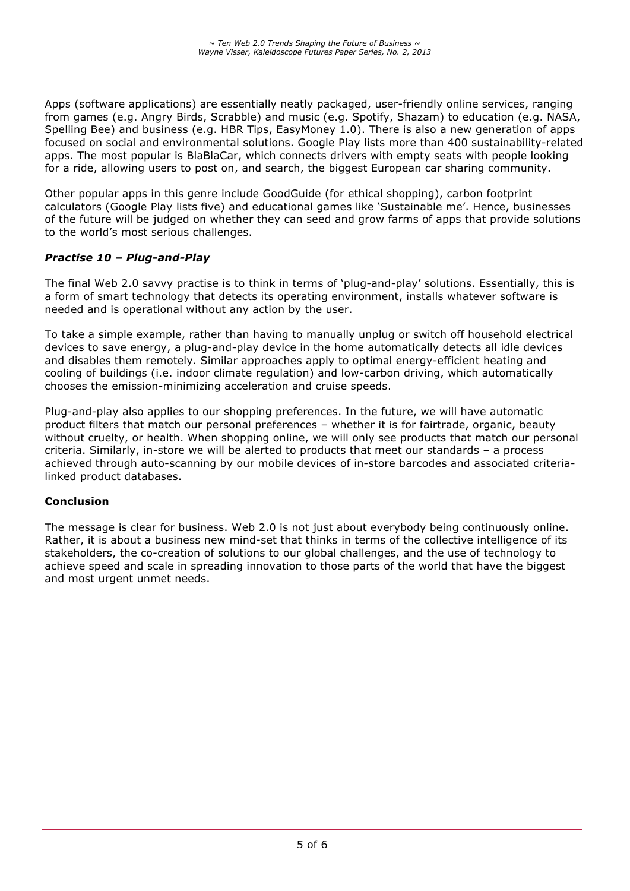Apps (software applications) are essentially neatly packaged, user-friendly online services, ranging from games (e.g. Angry Birds, Scrabble) and music (e.g. Spotify, Shazam) to education (e.g. NASA, Spelling Bee) and business (e.g. HBR Tips, EasyMoney 1.0). There is also a new generation of apps focused on social and environmental solutions. Google Play lists more than 400 sustainability-related apps. The most popular is BlaBlaCar, which connects drivers with empty seats with people looking for a ride, allowing users to post on, and search, the biggest European car sharing community.

Other popular apps in this genre include GoodGuide (for ethical shopping), carbon footprint calculators (Google Play lists five) and educational games like 'Sustainable me'. Hence, businesses of the future will be judged on whether they can seed and grow farms of apps that provide solutions to the world's most serious challenges.

### *Practise 10 – Plug-and-Play*

The final Web 2.0 savvy practise is to think in terms of 'plug-and-play' solutions. Essentially, this is a form of smart technology that detects its operating environment, installs whatever software is needed and is operational without any action by the user.

To take a simple example, rather than having to manually unplug or switch off household electrical devices to save energy, a plug-and-play device in the home automatically detects all idle devices and disables them remotely. Similar approaches apply to optimal energy-efficient heating and cooling of buildings (i.e. indoor climate regulation) and low-carbon driving, which automatically chooses the emission-minimizing acceleration and cruise speeds.

Plug-and-play also applies to our shopping preferences. In the future, we will have automatic product filters that match our personal preferences – whether it is for fairtrade, organic, beauty without cruelty, or health. When shopping online, we will only see products that match our personal criteria. Similarly, in-store we will be alerted to products that meet our standards – a process achieved through auto-scanning by our mobile devices of in-store barcodes and associated criteria-linked product databases.

## Conclusion

The message is clear for business. Web 2.0 is not just about everybody being continuously online. Rather, it is about a business new mind-set that thinks in terms of the collective intelligence of its stakeholders, the co-creation of solutions to our global challenges, and the use of technology to achieve speed and scale in spreading innovation to those parts of the world that have the biggest and most urgent unmet needs.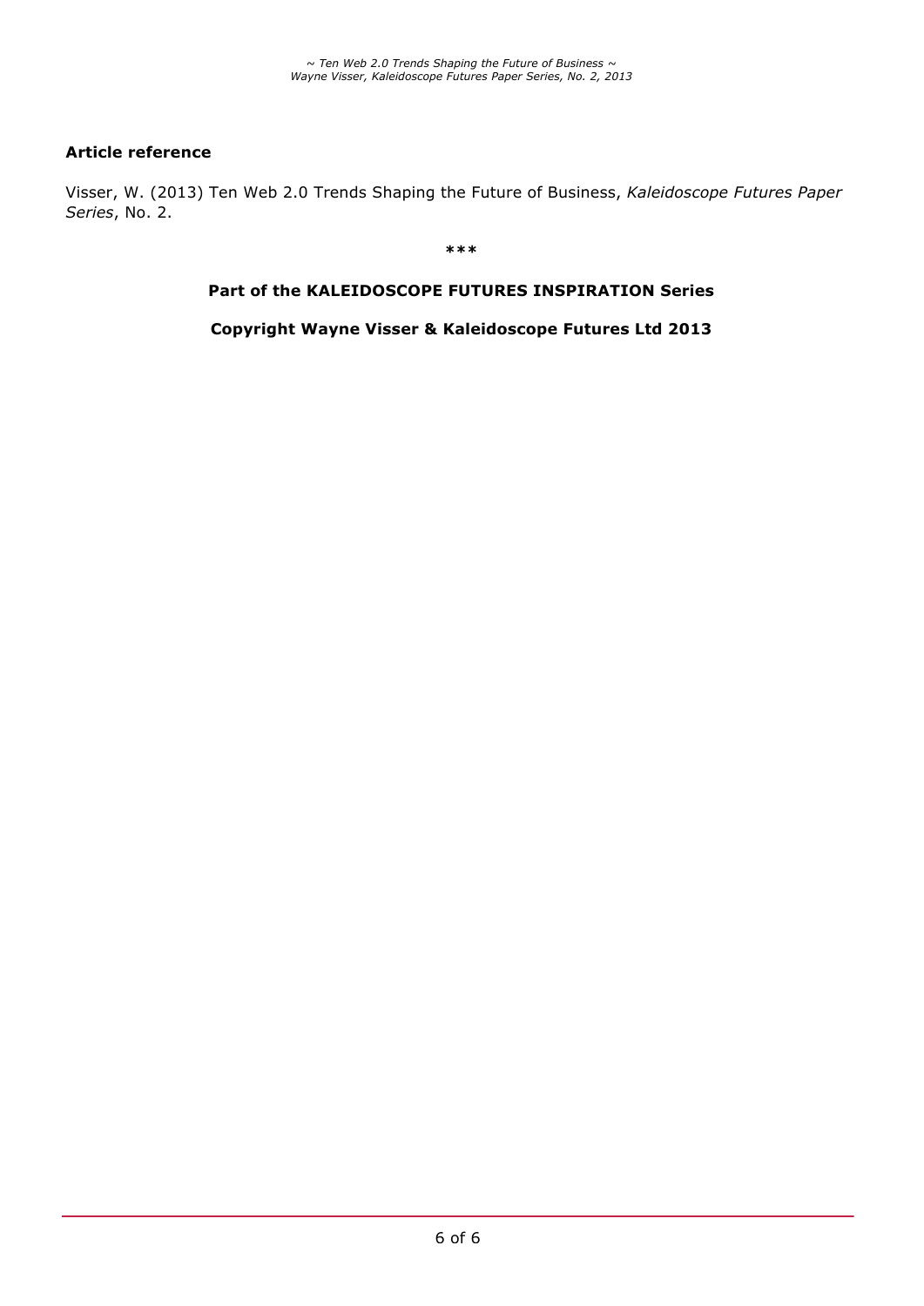**Article reference**

Visser, W. (2013) Ten Web 2.0 Trends Shaping the Future of Business, *Kaleidoscope Futures Paper Series*, No. 2.

***

**Part of the KALEIDOSCOPE FUTURES INSPIRATION Series**

**Copyright Wayne Visser & Kaleidoscope Futures Ltd 2013**